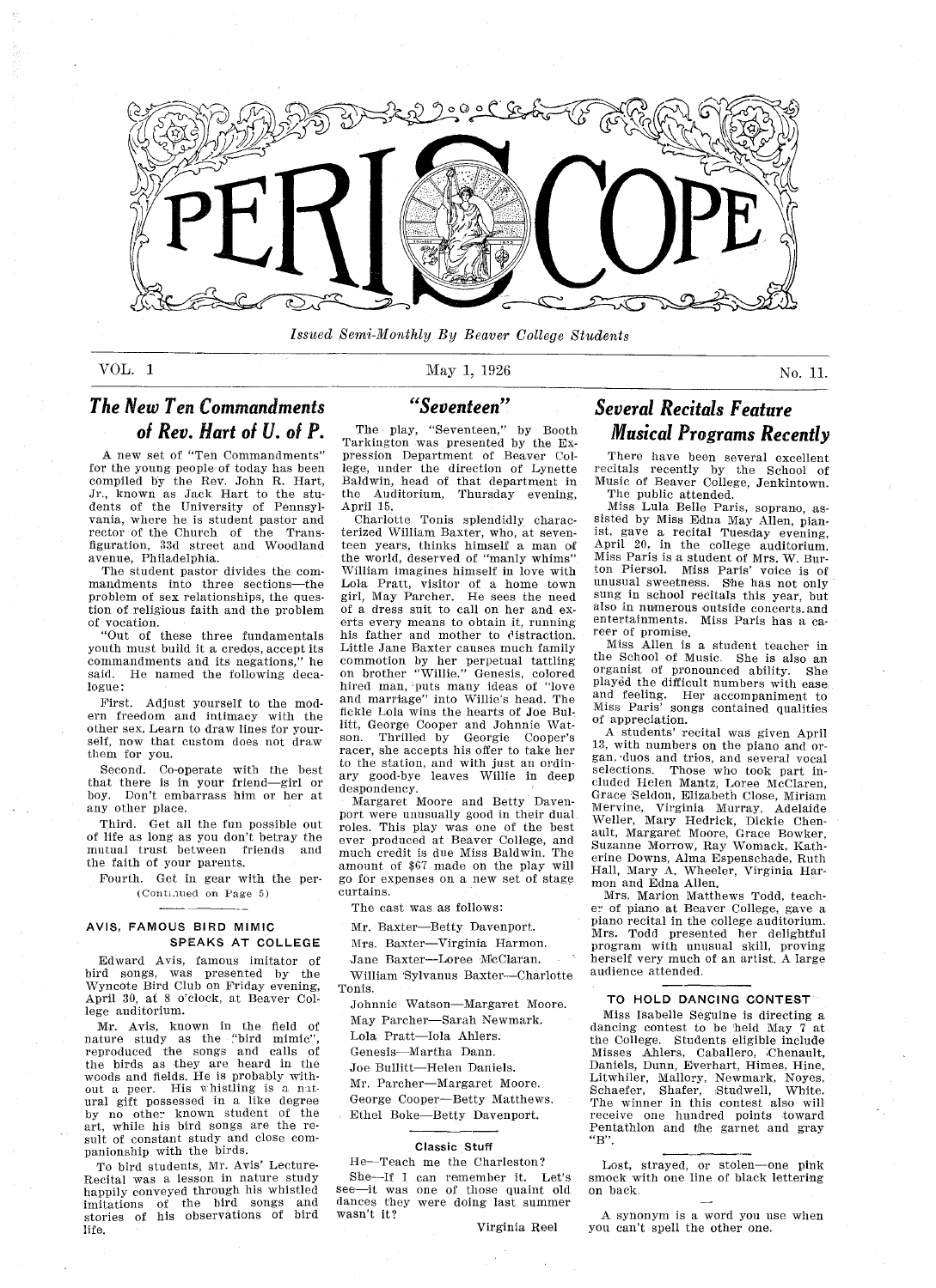# PERISCOPE

*Issued Semi-Monthly By Beaver College Students*

VOL. 1 — May 1, 1926 — No. 11.

## The New Ten Commandments of Rev. Hart of U. of P.

A new set of "Ten Commandments" for the young people of today has been compiled by the Rev. John R. Hart, Jr., known as Jack Hart to the students of the University of Pennsylvania, where he is student pastor and rector of the Church of the Transfiguration, 33d street and Woodland avenue, Philadelphia.

The student pastor divides the commandments into three sections—the problem of sex relationships, the question of religious faith and the problem of vocation.

"Out of these three fundamentals youth must build it a credos, accept its commandments and its negations," he said. He named the following decalogue:

First. Adjust yourself to the modern freedom and intimacy with the other sex. Learn to draw lines for yourself, now that custom does not draw them for you.

Second. Co-operate with the best that there is in your friend—girl or boy. Don't embarrass him or her at any other place.

Third. Get all the fun possible out of life as long as you don't betray the mutual trust between friends and the faith of your parents.

Fourth. Get in gear with the per-

(Continued on Page 5)

### AVIS, FAMOUS BIRD MIMIC SPEAKS AT COLLEGE

Edward Avis, famous imitator of bird songs, was presented by the Wyncote Bird Club on Friday evening, April 30, at 8 o'clock, at Beaver College auditorium.

Mr. Avis, known in the field of nature study as the "bird mimic", reproduced the songs and calls of the birds as they are heard in the woods and fields. He is probably without a peer. His whistling is a natural gift possessed in a like degree by no other known student of the art, while his bird songs are the result of constant study and close companionship with the birds.

To bird students, Mr. Avis' Lecture-Recital was a lesson in nature study happily conveyed through his whistled imitations of the bird songs and stories of his observations of bird life.

## "Seventeen"

The play, "Seventeen," by Booth Tarkington was presented by the Expression Department of Beaver College, under the direction of Lynette Baldwin, head of that department in the Auditorium, Thursday evening, April 15.

Charlotte Tonis splendidly characterized William Baxter, who, at seventeen years, thinks himself a man of the world, deserved of "manly whims" William imagines himself in love with Lola Pratt, visitor of a home town girl, May Parcher. He sees the need of a dress suit to call on her and exerts every means to obtain it, running his father and mother to distraction. Little Jane Baxter causes much family commotion by her perpetual tattling on brother "Willie." Genesis, colored hired man, puts many ideas of "love and marriage" into Willie's head. The fickle Lola wins the hearts of Joe Bullitt, George Cooper and Johnnie Watson. Thrilled by Georgie Cooper's racer, she accepts his offer to take her to the station, and with just an ordinary good-bye leaves Willie in deep despondency.

Margaret Moore and Betty Davenport were unusually good in their dual roles. This play was one of the best ever produced at Beaver College, and much credit is due Miss Baldwin. The amount of $67 made on the play will go for expenses on a new set of stage curtains.

The cast was as follows:

Mr. Baxter—Betty Davenport.
Mrs. Baxter—Virginia Harmon.
Jane Baxter—Loree McClaran.
William Sylvanus Baxter—Charlotte Tonis.
Johnnie Watson—Margaret Moore.
May Parcher—Sarah Newmark.
Lola Pratt—Iola Ahlers.
Genesis—Martha Dann.
Joe Bullitt—Helen Daniels.
Mr. Parcher—Margaret Moore.
George Cooper—Betty Matthews.
Ethel Boke—Betty Davenport.

### Classic Stuff

He—Teach me the Charleston?

She—If I can remember it. Let's see—it was one of those quaint old dances they were doing last summer wasn't it?

Virginia Reel

## Several Recitals Feature Musical Programs Recently

There have been several excellent recitals recently by the School of Music of Beaver College, Jenkintown. The public attended.

Miss Lula Belle Paris, soprano, assisted by Miss Edna May Allen, pianist, gave a recital Tuesday evening, April 20, in the college auditorium. Miss Paris is a student of Mrs. W. Burton Piersol. Miss Paris' voice is of unusual sweetness. She has not only sung in school recitals this year, but also in numerous outside concerts and entertainments. Miss Paris has a career of promise.

Miss Allen is a student teacher in the School of Music. She is also an organist of pronounced ability. She played the difficult numbers with ease and feeling. Her accompaniment to Miss Paris' songs contained qualities of appreciation.

A students' recital was given April 13, with numbers on the piano and organ, duos and trios, and several vocal selections. Those who took part included Helen Mantz, Loree McClaren, Grace Seldon, Elizabeth Close, Miriam Mervine, Virginia Murray, Adelaide Weller, Mary Hedrick, Dickie Chenault, Margaret Moore, Grace Bowker, Suzanne Morrow, Ray Womack, Katherine Downs, Alma Espenschade, Ruth Hall, Mary A. Wheeler, Virginia Harmon and Edna Allen.

Mrs. Marion Matthews Todd, teacher of piano at Beaver College, gave a piano recital in the college auditorium. Mrs. Todd presented her delightful program with unusual skill, proving herself very much of an artist. A large audience attended.

### TO HOLD DANCING CONTEST

Miss Isabelle Seguine is directing a dancing contest to be held May 7 at the College. Students eligible include Misses Ahlers, Caballero, Chenault, Daniels, Dunn, Everhart, Himes, Hine, Litwhiler, Mallory, Newmark, Noyes, Schaefer, Shafer, Studwell, White. The winner in this contest also will receive one hundred points toward Pentathlon and the garnet and gray "B".

Lost, strayed, or stolen—one pink smock with one line of black lettering on back.

A synonym is a word you use when you can't spell the other one.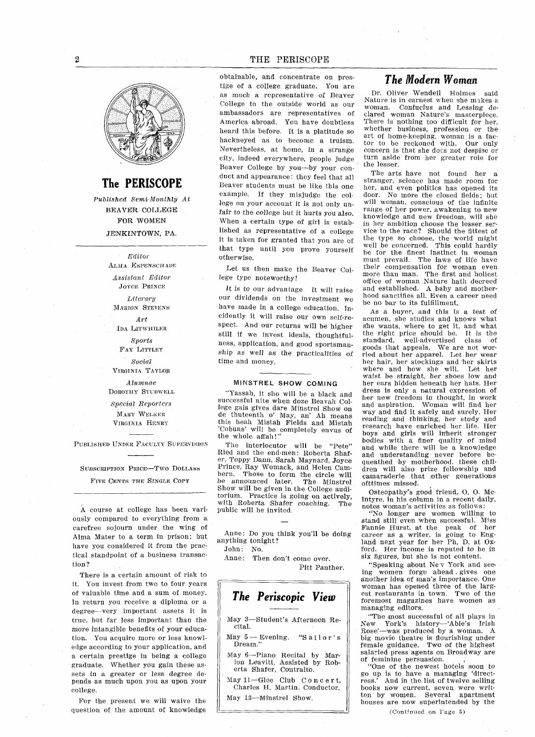## The PERISCOPE

*Published Semi-Monthly At*
BEAVER COLLEGE
FOR WOMEN
JENKINTOWN, PA.

*Editor*
ALMA ESPENSCHADE

*Assistant Editor*
JOYCE PRINCE

*Literary*
MARION STEVENS

*Art*
IDA LITWHILER

*Sports*
FAY LITTLEY

*Social*
VIRGINIA TAYLOR

*Alumnae*
DOROTHY STUDWELL

*Special Reporters*
MARY WELKER
VIRGINIA HENRY

PUBLISHED UNDER FACULTY SUPERVISION

SUBSCRIPTION PRICE—TWO DOLLARS
FIVE CENTS THE SINGLE COPY

---

A course at college has been variously compared to everything from a carefree sojourn under the wing of Alma Mater to a term in prison; but have you considered it from the practical standpoint of a business transaction?

There is a certain amount of risk to it. You invest from two to four years of valuable time and a sum of money. In return you receive a diploma or a degree—very important assets it is true, but far less important than the more intangible benefits of your education. You acquire more or less knowledge according to your application, and a certain prestige in being a college graduate. Whether you gain these assets in a greater or less degree depends as much upon you as upon your college.

For the present we will waive the question of the amount of knowledge obtainable, and concentrate on prestige of a college graduate. You are as much a representative of Beaver College to the outside world as our ambassadors are representatives of America abroad. You have doubtless heard this before. It is a platitude so hackneyed as to become a truism. Nevertheless, at home, in a strange city, indeed everywhere, people judge Beaver College by you—by your conduct and appearance: they feel that all Beaver students must be like this one example. If they misjudge the college on your account it is not only unfair to the college but it hurts you also. When a certain type of girl is established as representative of a college it is taken for granted that you are of that type until you prove yourself otherwise.

Let us then make the Beaver College type noteworthy!

It is to our advantage. It will raise our dividends on the investment we have made in a college education. Incidently it will raise our own self-respect. And our returns will be higher still if we invest ideals, thoughtfulness, application, and good sportsmanship as well as the practicalities of time and money.

---

#### MINSTREL SHOW COMING

"Yassah, it sho will be a black and successful nite when doze Beavah College gals gives dare Minstrel Show on de thuteenth o' May, an' Ah means this heah Mistah Fields and Mistah 'Cobuns' will be completely envus of the whole affah!"

The interlocutor will be "Pete" Ried and the end-men: Roberta Shafer, Toppy Dann, Sarah Maynard, Joyce Prince, Ray Womack, and Helen Cambern. Those to form the circle will be announced later. The Minstrel Show will be given in the College auditorium. Practice is going on actively, with Roberta Shafer coaching. The public will be invited.

---

Anne: Do you think you'll be doing anything tonight?
John: No.
Anne: Then don't come over.

Pitt Panther.

---

### *The Periscopic View*

May 3—Student's Afternoon Recital.

May 5—Evening, "Sailor's Dream."

May 6—Piano Recital by Marion Leavitt, Assisted by Roberta Shafer, Contralto.

May 11—Glee Club Concert, Charles H. Martin, Conductor.

May 13—Minstrel Show.

---

## *The Modern Woman*

Dr. Oliver Wendell Holmes said Nature is in earnest when she makes a woman. Confucius and Lessing declared woman Nature's masterpiece. There is nothing too difficult for her, whether business, profession or the art of home-keeping, woman is a factor to be reckoned with. Our only concern is that she docs not despise or turn aside from her greater role for the lesser.

The arts have not found her a stranger, science has made room for her, and even politics has opened its door. No more the closed fields; but will woman, conscious of the infinite range of her power, awakening to new knowledge and new freedom, will she in her ambition choose the lesser service to the race? Should the fittest of the type so choose, the world might well be concerned. This could hardly be for the finest instinct in woman must prevail. The laws of life have their compensation for woman even more than man. The first and holiest office of woman Nature hath decreed and established. A baby and motherhood sanctifies all. Even a career need be no bar to its fulfillment.

As a buyer, and this is a test of acumen, she studies and knows what she wants, where to get it, and what the right price should be. It is the standard, well-advertised class of goods that appeals. We are not worried about her apparel. Let her wear her hair, her stockings and her skirts where and how she will. Let her waist be straight, her shoes low and her ears hidden beneath her hats. Her dress is only a natural expression of her new freedom in thought, in work and aspiration. Woman will find her way and find it safely and surely. Her reading and thinking, her study and research have enriched her life. Her boys and girls will inherit stronger bodies with a finer quality of mind and while there will be a knowledge and understanding never before bequeathed by motherhood, these children will also prize fellowship and camaraderie that other generations ofttimes missed.

Osteopathy's good friend, O. O. McIntyre, in his column in a recent daily, notes woman's activities as follows:

"No longer are women willing to stand still even when successful. Miss Fannie Hurst, at the peak of her career as a writer, is going to England next year for her Ph. D. at Oxford. Her income is reputed to be in six figures, but she is not content.

"Speaking about New York and seeing women forge ahead gives one another idea of man's importance. One woman has opened three of the largest restaurants in town. Two of the foremost magazines have women as managing editors.

"The most successful of all plays in New York's history—'Abie's Irish Rose'—was produced by a woman. A big movie theatre is flourishing under female guidance. Two of the highest salaried press agents on Broadway are of feminine persuasion.

"One of the newest hotels soon to go up is to have a managing 'directress.' And in the list of twelve selling books now current, seven were written by women. Several apartment houses are now superintended by the

(Continued on Page 5)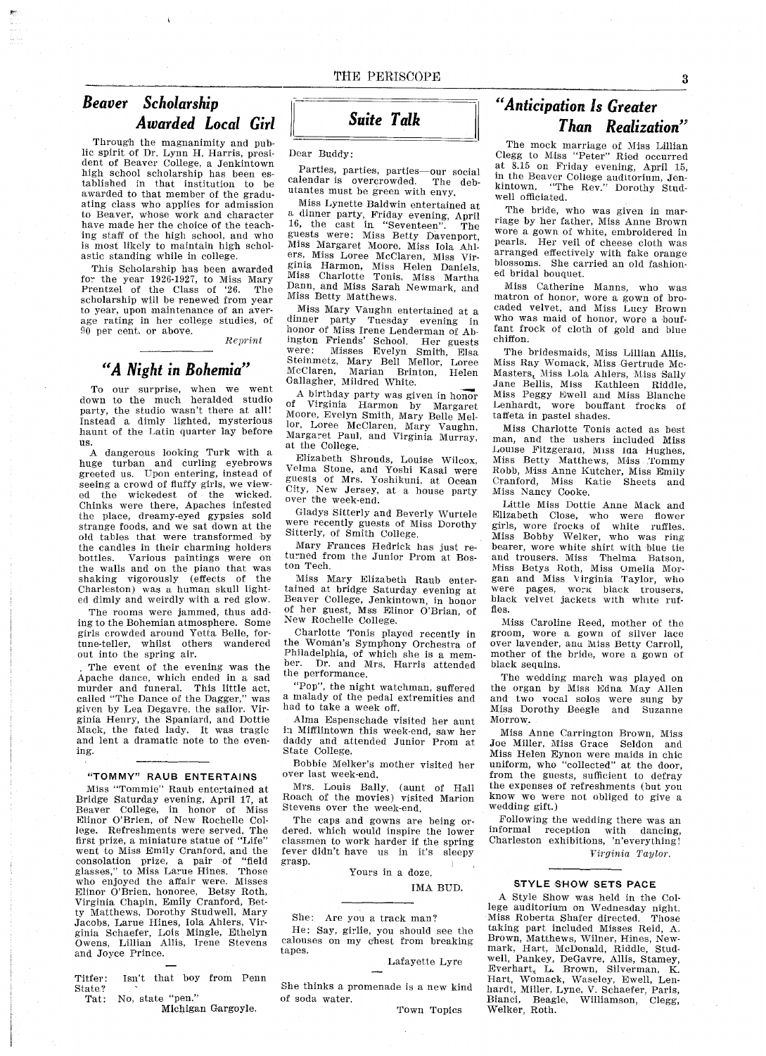## *Beaver Scholarship Awarded Local Girl*

Through the magnanimity and public spirit of Dr. Lynn H. Harris, president of Beaver College, a Jenkintown high school scholarship has been established in that institution to be awarded to that member of the graduating class who applies for admission to Beaver, whose work and character have made her the choice of the teaching staff of the high school, and who is most likely to maintain high scholastic standing while in college.

This Scholarship has been awarded for the year 1926-1927, to Miss Mary Prentzel of the Class of '26. The scholarship will be renewed from year to year, upon maintenance of an average rating in her college studies, of 90 per cent. or above.

*Reprint*

## *"A Night in Bohemia"*

To our surprise, when we went down to the much heralded studio party, the studio wasn't there at all! Instead a dimly lighted, mysterious haunt of the Latin quarter lay before us.

A dangerous looking Turk with a huge turban and curling eyebrows greeted us. Upon entering, instead of seeing a crowd of fluffy girls, we viewed the wickedest of the wicked. Chinks were there, Apaches infested the place, dreamy-eyed gypsies sold strange foods, and we sat down at the old tables that were transformed by the candles in their charming holders bottles. Various paintings were on the walls and on the piano that was shaking vigorously (effects of the Charleston) was a human skull lighted dimly and weirdly with a red glow.

The rooms were jammed, thus adding to the Bohemian atmosphere. Some girls crowded around Yetta Belle, fortune-teller, whilst others wandered out into the spring air.

The event of the evening was the Apache dance, which ended in a sad murder and funeral. This little act, called "The Dance of the Dagger," was given by Lea Degavre, the sailor. Virginia Henry, the Spaniard, and Dottie Mack, the fated lady. It was tragic and lent a dramatic note to the evening.

### "TOMMY" RAUB ENTERTAINS

Miss "Tommie" Raub entertained at Bridge Saturday evening, April 17, at Beaver College, in honor of Miss Elinor O'Brien, of New Rochelle College. Refreshments were served. The first prize, a miniature statue of "Life" went to Miss Emily Cranford, and the consolation prize, a pair of "field glasses," to Miss Larue Hines. Those who enjoyed the affair were. Misses Elinor O'Brien, honoree, Betsy Roth, Virginia Chapin, Emily Cranford, Betty Matthews, Dorothy Studwell, Mary Jacobs, Larue Hines, Iola Ahlers, Virginia Schaefer, Lois Mingle, Ethelyn Owens, Lillian Allis, Irene Stevens and Joyce Prince.

Titfer: Isn't that boy from Penn State?

Tat: No, state "pen."

Michigan Gargoyle.

## *Suite Talk*

Dear Buddy:

Parties, parties, parties—our social calendar is overcrowded. The debutantes must be green with envy.

Miss Lynette Baldwin entertained at a dinner party, Friday evening, April 16, the cast in "Seventeen". The guests were: Miss Betty Davenport, Miss Margaret Moore, Miss Iola Ahlers, Miss Loree McClaren, Miss Virginia Harmon, Miss Helen Daniels, Miss Charlotte Tonis, Miss Martha Dann, and Miss Sarah Newmark, and Miss Betty Matthews.

Miss Mary Vaughn entertained at a dinner party Tuesday evening in honor of Miss Irene Lenderman of Abington Friends' School. Her guests were: Misses Evelyn Smith, Elsa Steinmetz, Mary Bell Mellor, Loree McClaren, Marian Brinton, Helen Gallagher, Mildred White.

A birthday party was given in honor of Virginia Harmon by Margaret Moore, Evelyn Smith, Mary Belle Mellor, Loree McClaren, Mary Vaughn, Margaret Paul, and Virginia Murray, at the College.

Elizabeth Shrouds, Louise Wilcox, Velma Stone, and Yoshi Kasai were guests of Mrs. Yoshikuni, at Ocean City, New Jersey, at a house party over the week-end.

Gladys Sitterly and Beverly Wurtele were recently guests of Miss Dorothy Sitterly, of Smith College.

Mary Frances Hedrick has just returned from the Junior Prom at Boston Tech.

Miss Mary Elizabeth Raub entertained at bridge Saturday evening at Beaver College, Jenkintown, in honor of her guest, Mss Elinor O'Brian, of New Rochelle College.

Charlotte Tonis played recently in the Woman's Symphony Orchestra of Philadelphia, of which she is a member. Dr. and Mrs. Harris attended the performance.

"Pop", the night watchman, suffered a malady of the pedal extremities and had to take a week off.

Alma Espenschade visited her aunt in Mifflintown this week-end, saw her daddy and attended Junior Prom at State College.

Bobbie Melker's mother visited her over last week-end.

Mrs. Louis Bally, (aunt of Hall Roach of the movies) visited Marion Stevens over the week-end.

The caps and gowns are being ordered, which would inspire the lower classmen to work harder if the spring fever didn't have us in it's sleepy grasp.

Yours in a doze,

IMA BUD.

She: Are you a track man?

He: Say, girlie, you should see the calouses on my chest from breaking tapes.

Lafayette Lyre

She thinks a promenade is a new kind of soda water.

Town Topics

## *"Anticipation Is Greater Than Realization"*

The mock marriage of Miss Lillian Clegg to Miss "Peter" Ried occurred at 8.15 on Friday evening, April 15, in the Beaver College auditorium, Jenkintown. "The Rev." Dorothy Studwell officiated.

The bride, who was given in marriage by her father, Miss Anne Brown wore a gown of white, embroidered in pearls. Her veil of cheese cloth was arranged effectively with fake orange blossoms. She carried an old fashioned bridal bouquet.

Miss Catherine Manns, who was matron of honor, wore a gown of brocaded velvet, and Miss Lucy Brown who was maid of honor, wore a bouffant frock of cloth of gold and blue chiffon.

The bridesmaids, Miss Lillian Allis, Miss Ray Womack, Miss Gertrude McMasters, Miss Lola Ahlers, Miss Sally Jane Bellis, Miss Kathleen Riddle, Miss Peggy Ewell and Miss Blanche Lenhardt, wore bouffant frocks of taffeta in pastel shades.

Miss Charlotte Tonis acted as best man, and the ushers included Miss Louise Fitzgerald, Miss Ida Hughes, Miss Betty Matthews, Miss Tommy Robb, Miss Anne Kutcher, Miss Emily Cranford, Miss Katie Sheets and Miss Nancy Cooke.

Little Miss Dottie Anne Mack and Elizabeth Close, who were flower girls, wore frocks of white ruffles. Miss Bobby Welker, who was ring bearer, wore white shirt with blue tie and trousers. Miss Thelma Batson, Miss Betys Roth, Miss Omelia Morgan and Miss Virginia Taylor, who were pages, work black trousers, black velvet jackets with white ruffles.

Miss Caroline Reed, mother of the groom, wore a gown of silver lace over lavender, and Miss Betty Carroll, mother of the bride, wore a gown of black sequins.

The wedding march was played on the organ by Miss Edna May Allen and two vocal solos were sung by Miss Dorothy Beegle and Suzanne Morrow.

Miss Anne Carrington Brown, Miss Joe Miller, Miss Grace Seldon and Miss Helen Eynon were maids in chic uniform, who "collected" at the door, from the guests, sufficient to defray the expenses of refreshments (but you know we were not obliged to give a wedding gift.)

Following the wedding there was an informal reception with dancing, Charleston exhibitions, 'n'everything!

*Virginia Taylor.*

### STYLE SHOW SETS PACE

A Style Show was held in the College auditorium on Wednesday night. Miss Roberta Shafer directed. Those taking part included Misses Reid, A. Brown, Matthews, Wilner, Hines, Newmark, Hart, McDonald, Riddle, Studwell, Pankey, DeGavre, Allis, Stamey, Everhart, L. Brown, Silverman, K. Hart, Womack, Waseley, Ewell, Lenhardt, Miller, Lyne, V. Schaefer, Paris, Bianci, Beagle, Williamson, Clegg, Welker, Roth.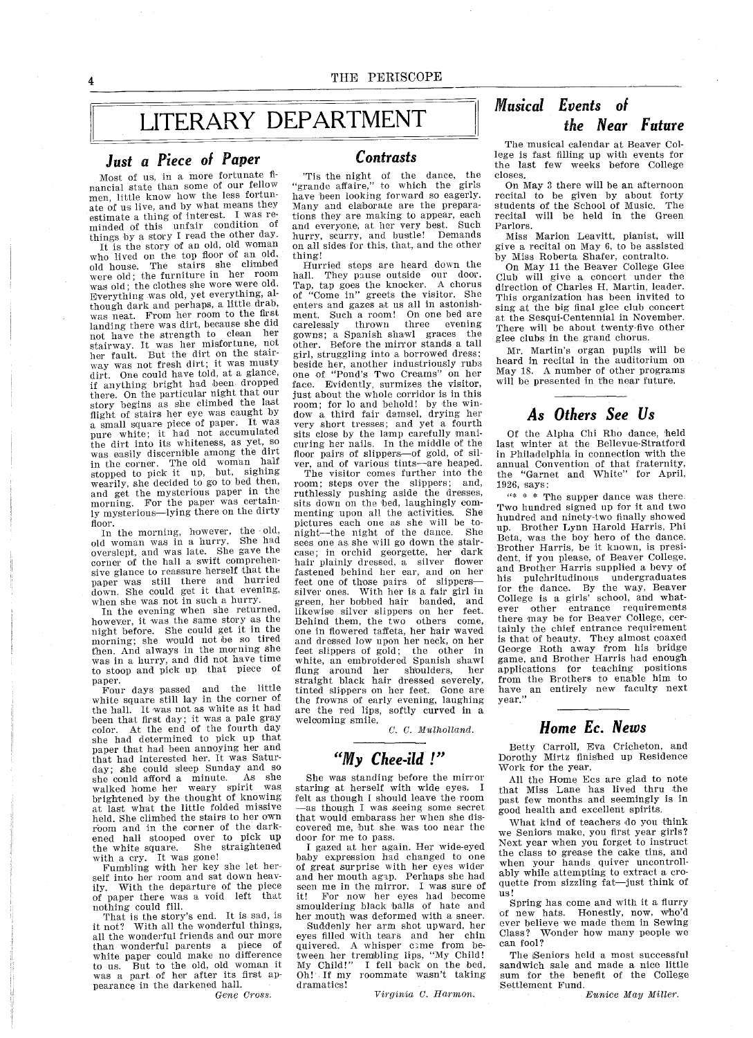# LITERARY DEPARTMENT

## *Just a Piece of Paper*

Most of us, in a more fortunate financial state than some of our fellow men, little know how the less fortunate of us live, and by what means they estimate a thing of interest. I was reminded of this unfair condition of things by a story I read the other day.

It is the story of an old, old woman who lived on the top floor of an old, old house. The stairs she climbed were old; the furniture in her room was old; the clothes she wore were old. Everything was old, yet everything, although dark and perhaps, a little drab, was neat. From her room to the first landing there was dirt, because she did not have the strength to clean her stairway. It was her misfortune, not her fault. But the dirt on the stairway was not fresh dirt; it was musty dirt. One could have told, at a glance, if anything bright had been dropped there. On the particular night that our story begins as she climbed the last flight of stairs her eye was caught by a small square piece of paper. It was pure white; it had not accumulated the dirt into its whiteness, as yet, so was easily discernible among the dirt in the corner. The old woman half stopped to pick it up, but, sighing wearily, she decided to go to bed then, and get the mysterious paper in the morning. For the paper was certainly mysterious—lying there on the dirty floor.

In the morning, however, the old, old woman was in a hurry. She had overslept, and was late. She gave the corner of the hall a swift comprehensive glance to reassure herself that the paper was still there and hurried down. She could get it that evening, when she was not in such a hurry.

In the evening when she returned, however, it was the same story as the night before. She could get it in the morning; she would not be so tired then. And always in the morning she was in a hurry, and did not have time to stoop and pick up that piece of paper.

Four days passed and the little white square still lay in the corner of the hall. It was not as white as it had been that first day; it was a pale gray color. At the end of the fourth day she had determined to pick up that paper that had been annoying her and that had interested her. It was Saturday; she could sleep Sunday and so she could afford a minute. As she walked home her weary spirit was brightened by the thought of knowing at last what the little folded missive held. She climbed the stairs to her own room and in the corner of the darkened hall stooped over to pick up the white square. She straightened with a cry. It was gone!

Fumbling with her key she let herself into her room and sat down heavily. With the departure of the piece of paper there was a void left that nothing could fill.

That is the story's end. It is sad, is it not? With all the wonderful things, all the wonderful friends and our more than wonderful parents a piece of white paper could make no difference to us. But to the old, old woman it was a part of her after its first appearance in the darkened hall.

*Gene Cross.*

## *Contrasts*

'Tis the night of the dance, the "grande affaire," to which the girls have been looking forward so eagerly. Many and elaborate are the preparations they are making to appear, each and everyone, at her very best. Such hurry, scurry, and bustle! Demands on all sides for this, that, and the other thing!

Hurried steps are heard down the hall. They pause outside our door. Tap, tap goes the knocker. A chorus of "Come in" greets the visitor. She enters and gazes at us all in astonishment. Such a room! On one bed are carelessly thrown three evening gowns; a Spanish shawl graces the other. Before the mirror stands a tall girl, struggling into a borrowed dress; beside her, another industriously rubs one of "Pond's Two Creams" on her face. Evidently, surmizes the visitor, just about the whole corridor is in this room; for lo and behold! by the window a third fair damsel, drying her very short tresses; and yet a fourth sits close by the lamp carefully manicuring her nails. In the middle of the floor pairs of slippers—of gold, of silver, and of various tints—are heaped.

The visitor comes further into the room; steps over the slippers; and, ruthlessly pushing aside the dresses, sits down on the bed, laughingly commenting upon all the activities. She pictures each one as she will be tonight—the night of the dance. She sees one as she will go down the staircase; in orchid georgette, her dark hair plainly dressed, a silver flower fastened behind her ear, and on her feet one of those pairs of slippers—silver ones. With her is a fair girl in green, her bobbed hair banded, and likewise silver slippers on her feet. Behind them, the two others come, one in flowered taffeta, her hair waved and dressed low upon her neck, on her feet slippers of gold; the other in white, an embroidered Spanish shawl flung around her shoulders, her straight black hair dressed severely, tinted slippers on her feet. Gone are the frowns of early evening, laughing are the red lips, softly curved in a welcoming smile.

*C. C. Mulholland.*

## *"My Chee-ild !"*

She was standing before the mirror staring at herself with wide eyes. I felt as though I should leave the room—as though I was seeing some secret that would embarass her when she discovered me, but she was too near the door for me to pass.

I gazed at her again. Her wide-eyed baby expression had changed to one of great surprise with her eyes wider and her mouth agap. Perhaps she had seen me in the mirror. I was sure of it! For now her eyes had become smouldering black balls of hate and her mouth was deformed with a sneer.

Suddenly her arm shot upward, her eyes filled with tears and her chin quivered. A whisper came from between her trembling lips, "My Child! My Child!" I fell back on the bed, Oh! If my roommate wasn't taking dramatics!

*Virginia C. Harmon.*

## *Musical Events of the Near Future*

The musical calendar at Beaver College is fast filling up with events for the last few weeks before College closes.

On May 3 there will be an afternoon recital to be given by about forty students of the School of Music. The recital will be held in the Green Parlors.

Miss Marion Leavitt, pianist, will give a recital on May 6, to be assisted by Miss Roberta Shafer, contralto.

On May 11 the Beaver College Glee Club will give a concert under the direction of Charles H. Martin, leader. This organization has been invited to sing at the big final glee club concert at the Sesqui-Centennial in November. There will be about twenty-five other glee clubs in the grand chorus.

Mr. Martin's organ pupils will be heard in recital in the auditorium on May 18. A number of other programs will be presented in the near future.

## *As Others See Us*

Of the Alpha Chi Rho dance, held last winter at the Bellevue-Stratford in Philadelphia in connection with the annual Convention of that fraternity, the "Garnet and White" for April, 1926, says:

"* * * The supper dance was there. Two hundred signed up for it and two hundred and ninety-two finally showed up. Brother Lynn Harold Harris, Phi Beta, was the boy hero of the dance. Brother Harris, be it known, is president, if you please, of Beaver College, and Brother Harris supplied a bevy of his pulchritudinous undergraduates for the dance. By the way, Beaver College is a girls' school, and whatever other entrance requirements there may be for Beaver College, certainly the chief entrance requirement is that of beauty. They almost coaxed George Roth away from his bridge game, and Brother Harris had enough applications for teaching positions from the Brothers to enable him to have an entirely new faculty next year."

## *Home Ec. News*

Betty Carroll, Eva Cricheton, and Dorothy Mirtz finished up Residence Work for the year.

All the Home Ecs are glad to note that Miss Lane has lived thru the past few months and seemingly is in good health and excellent spirits.

What kind of teachers do you think we Seniors make, you first year girls? Next year when you forget to instruct the class to grease the cake tins, and when your hands quiver uncontrollably while attempting to extract a croquette from sizzling fat—just think of us!

Spring has come and with it a flurry of new hats. Honestly, now, who'd ever believe we made them in Sewing Class? Wonder how many people we can fool?

The Seniors held a most successful sandwich sale and made a nice little sum for the benefit of the College Settlement Fund.

*Eunice May Miller.*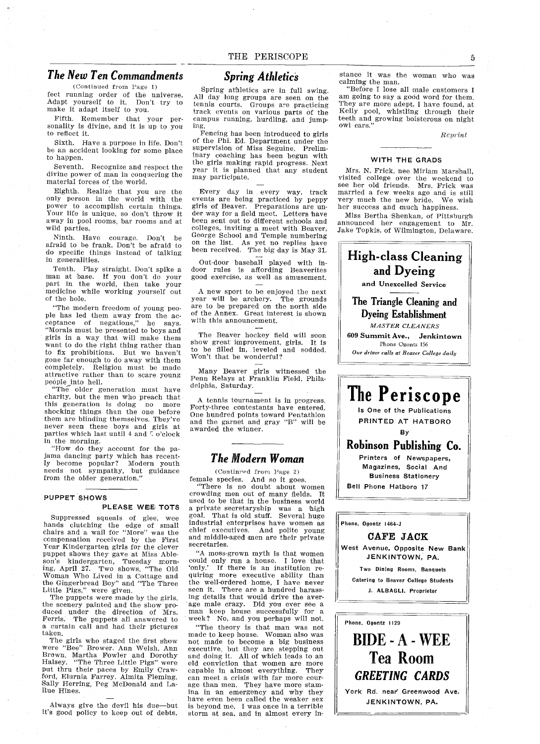## The New Ten Commandments

(Continued from Page 1)

fect running order of the universe. Adapt yourself to it. Don't try to make it adapt itself to you.

Fifth. Remember that your personality is divine, and it is up to you to reflect it.

Sixth. Have a purpose in life. Don't be an accident looking for some place to happen.

Seventh. Recognize and respect the divine power of man in conquering the material forces of the world.

Eighth. Realize that you are the only person in the world with the power to accomplish certain things. Your life is unique, so don't throw it away in pool rooms, bar rooms and at wild parties.

Ninth. Have courage. Don't be afraid to be frank. Don't be afraid to do specific things instead of talking in generalities.

Tenth. Play straight. Don't spike a man at base. If you don't do your part in the world, then take your medicine while working yourself out of the hole.

"The modern freedom of young people has led them away from the acceptance of negations," he says. "Morals must be presented to boys and girls in a way that will make them want to do the right thing rather than to fix prohibitions. But we haven't gone far enough to do away with them completely. Religion must be made attractive rather than to scare young people into hell.

"The older generation must have charity, but the men who preach that this generation is doing no more shocking things than the one before them are blinding themselves. They've never seen these boys and girls at parties which last until 4 and 5 o'clock in the morning.

"How do they account for the pajama dancing party which has recently become popular? Modern youth needs not sympathy, but guidance from the older generation."

### PUPPET SHOWS PLEASE WEE TOTS

Suppressed squeals of glee, wee hands clutching the edge of small chairs and a wail for "More" was the compensation received by the First Year Kindergarten girls for the clever puppet shows they gave at Miss Ableson's kindergarten, Tuesday morning, April 27. Two shows, "The Old Woman Who Lived in a Cottage and the Gingerbread Boy" and "The Three Little Pigs," were given.

The puppets were made by the girls, the scenery painted and the show produced under the direction of Mrs. Ferris. The puppets all answered to a curtain call and had their pictures taken.

The girls who staged the first show were "Bee" Brower, Ann Welsh, Ann Brown, Martha Fowler and Dorothy Halsey. "The Three Little Pigs" were put thru their paces by Emily Crawford, Elurnia Farrey, Almita Fleming, Sally Herring, Peg McDonald and LaRue Hines.

Always give the devil his due—but it's good policy to keep out of debts.

## Spring Athletics

Spring athletics are in full swing. All day long groups are seen on the tennis courts. Groups are practicing track events on various parts of the campus running, hurdling, and jumping.

Fencing has been introduced to girls of the Phi. Ed. Department under the supervision of Miss Seguine. Preliminary coaching has been begun with the girls making rapid progress. Next year it is planned that any student may participate.

Every day in every way, track events are being practiced by peppy girls of Beaver. Preparations are under way for a field meet. Letters have been sent out to different schools and colleges, inviting a meet with Beaver, George School and Temple numbering on the list. As yet no replies have been received. The big day is May 31.

Out-door baseball played with indoor rules is affording Beaverites good exercise, as well as amusement.

A new sport to be enjoyed the next year will be archery. The grounds are to be prepared on the north side of the Annex. Great interest is shown with this announcement.

The Beaver hockey field will soon show great improvement, girls. It is to be filled in, leveled and sodded. Won't that be wonderful?

Many Beaver girls witnessed the Penn Relays at Franklin Field, Philadelphia, Saturday.

A tennis tournament is in progress. Forty-three contestants have entered. One hundred points toward Pentathlon and the garnet and gray "B" will be awarded the winner.

## The Modern Woman

(Continued from Page 2)

female species. And so it goes.

"There is no doubt about women crowding men out of many fields. It used to be that in the business world a private secretaryship was a high goal. That is old stuff. Several huge industrial enterprises have women as chief executives. And polite young and middle-aged men are their private secretaries.

"A moss-grown myth is that women could only run a house. I love that 'only.' If there is an institution requiring more executive ability than the well-ordered home, I have never seen it. There are a hundred harassing details that would drive the average male crazy. Did you ever see a man keep house successfully for a week? No, and you perhaps will not.

"The theory is that man was not made to keep house. Woman also was not made to become a big business executive, but they are stepping out and doing it. All of which leads to an old conviction that women are more capable in almost everything. They can meet a crisis with far more courage than men. They have more stamina in an emergency and why they have even been called the weaker sex is beyond me. I was once in a terrible storm at sea, and in almost every instance it was the woman who was calming the man.

"Before I lose all male customers I am going to say a good word for them. They are more adept, I have found, at Kelly pool, whistling through their teeth and growing boisterous on night owl cars."

*Reprint*

### WITH THE GRADS

Mrs. N. Frick, nee Miriam Marshall, visited college over the weekend to see her old friends. Mrs. Frick was married a few weeks ago and is still very much the new bride. We wish her success and much happiness.

Miss Bertha Shenkan, of Pittsburgh announced her engagement to Mr. Jake Topkis, of Wilmington, Delaware.

---

**High-class Cleaning and Dyeing**

and Unexcelled Service

**The Triangle Cleaning and Dyeing Establishment**

*MASTER CLEANERS*

**609 Summit Ave., Jenkintown**

Phone Ogontz 156

*Our driver calls at Beaver College daily*

---

**The Periscope**

Is One of the Publications PRINTED AT HATBORO By

**Robinson Publishing Co.**

Printers of Newspapers, Magazines, Social And Business Stationery

Bell Phone Hatboro 17

---

Phone, Ogontz 1464-J

**CAFE JACK**

West Avenue, Opposite New Bank JENKINTOWN, PA.

Two Dining Rooms, Banquets

Catering to Beaver College Students

J. ALBAGLI, Proprietor

---

Phone, Ogontz 1129

**BIDE - A - WEE Tea Room**

***GREETING CARDS***

York Rd. near Greenwood Ave. JENKINTOWN, PA.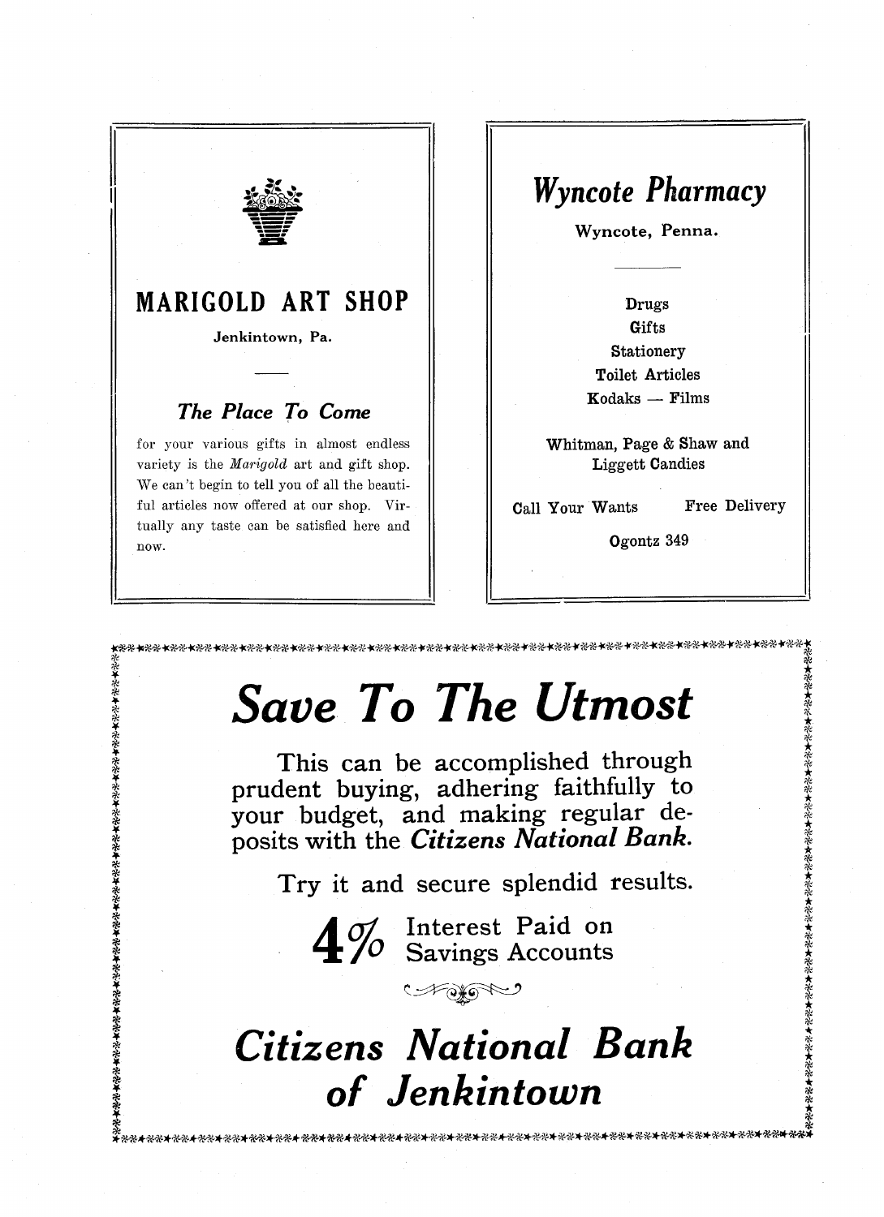## MARIGOLD ART SHOP

**Jenkintown, Pa.**

### *The Place To Come*

for your various gifts in almost endless variety is the *Marigold* art and gift shop. We can't begin to tell you of all the beautiful articles now offered at our shop. Virtually any taste can be satisfied here and now.

## *Wyncote Pharmacy*

**Wyncote, Penna.**

Drugs
Gifts
Stationery
Toilet Articles
Kodaks — Films

Whitman, Page & Shaw and Liggett Candies

Call Your Wants — Free Delivery

Ogontz 349

# *Save To The Utmost*

This can be accomplished through prudent buying, adhering faithfully to your budget, and making regular deposits with the ***Citizens National Bank.***

Try it and secure splendid results.

**4%** Interest Paid on Savings Accounts

## *Citizens National Bank of Jenkintown*